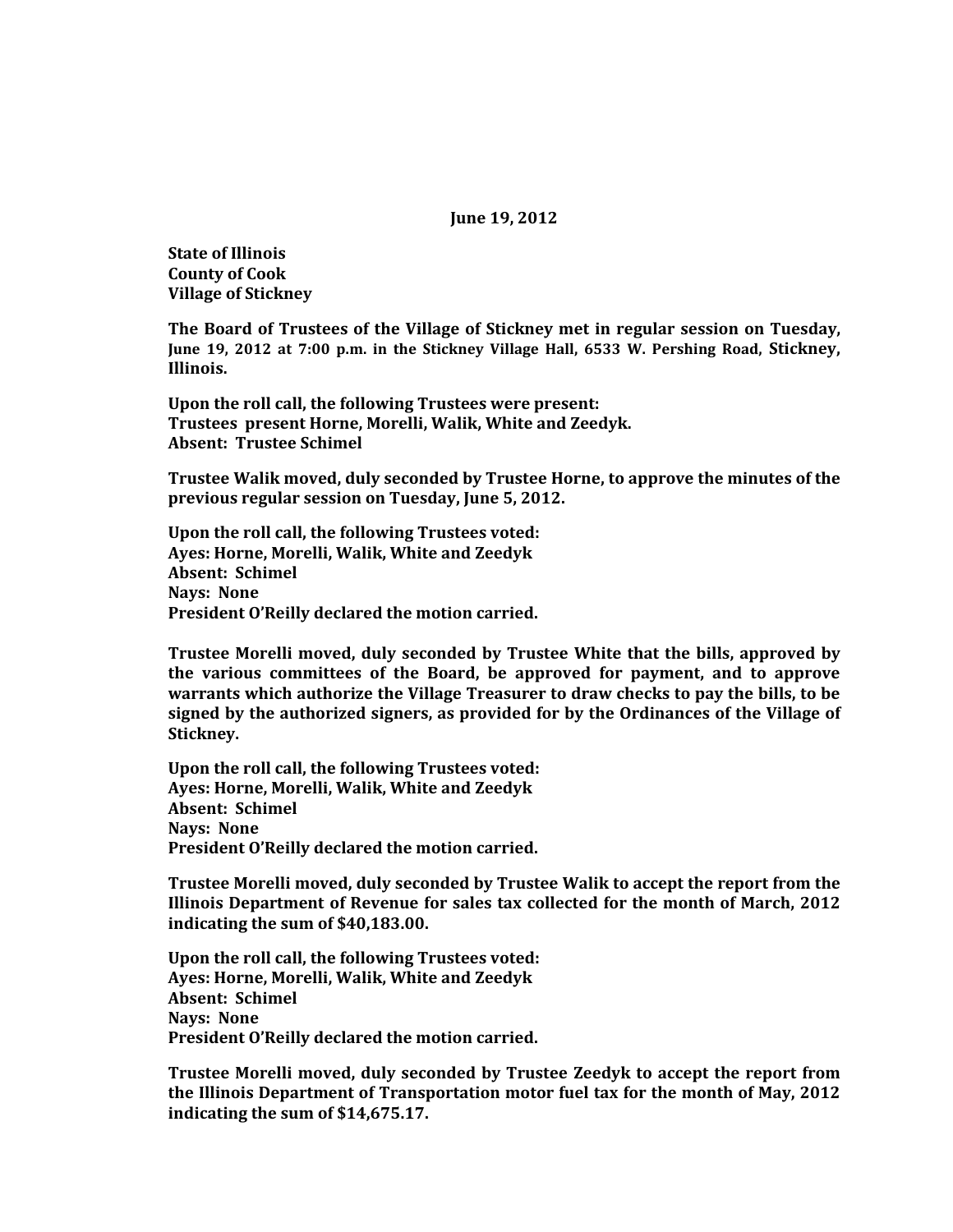**June 19, 2012**

**State of Illinois**
**County of Cook**
**Village of Stickney**

**The Board of Trustees of the Village of Stickney met in regular session on Tuesday, June 19, 2012 at 7:00 p.m. in the Stickney Village Hall, 6533 W. Pershing Road, Stickney, Illinois.**

**Upon the roll call, the following Trustees were present:**
**Trustees present Horne, Morelli, Walik, White and Zeedyk.**
**Absent: Trustee Schimel**

**Trustee Walik moved, duly seconded by Trustee Horne, to approve the minutes of the previous regular session on Tuesday, June 5, 2012.**

**Upon the roll call, the following Trustees voted:**
**Ayes: Horne, Morelli, Walik, White and Zeedyk**
**Absent: Schimel**
**Nays: None**
**President O'Reilly declared the motion carried.**

**Trustee Morelli moved, duly seconded by Trustee White that the bills, approved by the various committees of the Board, be approved for payment, and to approve warrants which authorize the Village Treasurer to draw checks to pay the bills, to be signed by the authorized signers, as provided for by the Ordinances of the Village of Stickney.**

**Upon the roll call, the following Trustees voted:**
**Ayes: Horne, Morelli, Walik, White and Zeedyk**
**Absent: Schimel**
**Nays: None**
**President O'Reilly declared the motion carried.**

**Trustee Morelli moved, duly seconded by Trustee Walik to accept the report from the Illinois Department of Revenue for sales tax collected for the month of March, 2012 indicating the sum of $40,183.00.**

**Upon the roll call, the following Trustees voted:**
**Ayes: Horne, Morelli, Walik, White and Zeedyk**
**Absent: Schimel**
**Nays: None**
**President O'Reilly declared the motion carried.**

**Trustee Morelli moved, duly seconded by Trustee Zeedyk to accept the report from the Illinois Department of Transportation motor fuel tax for the month of May, 2012 indicating the sum of $14,675.17.**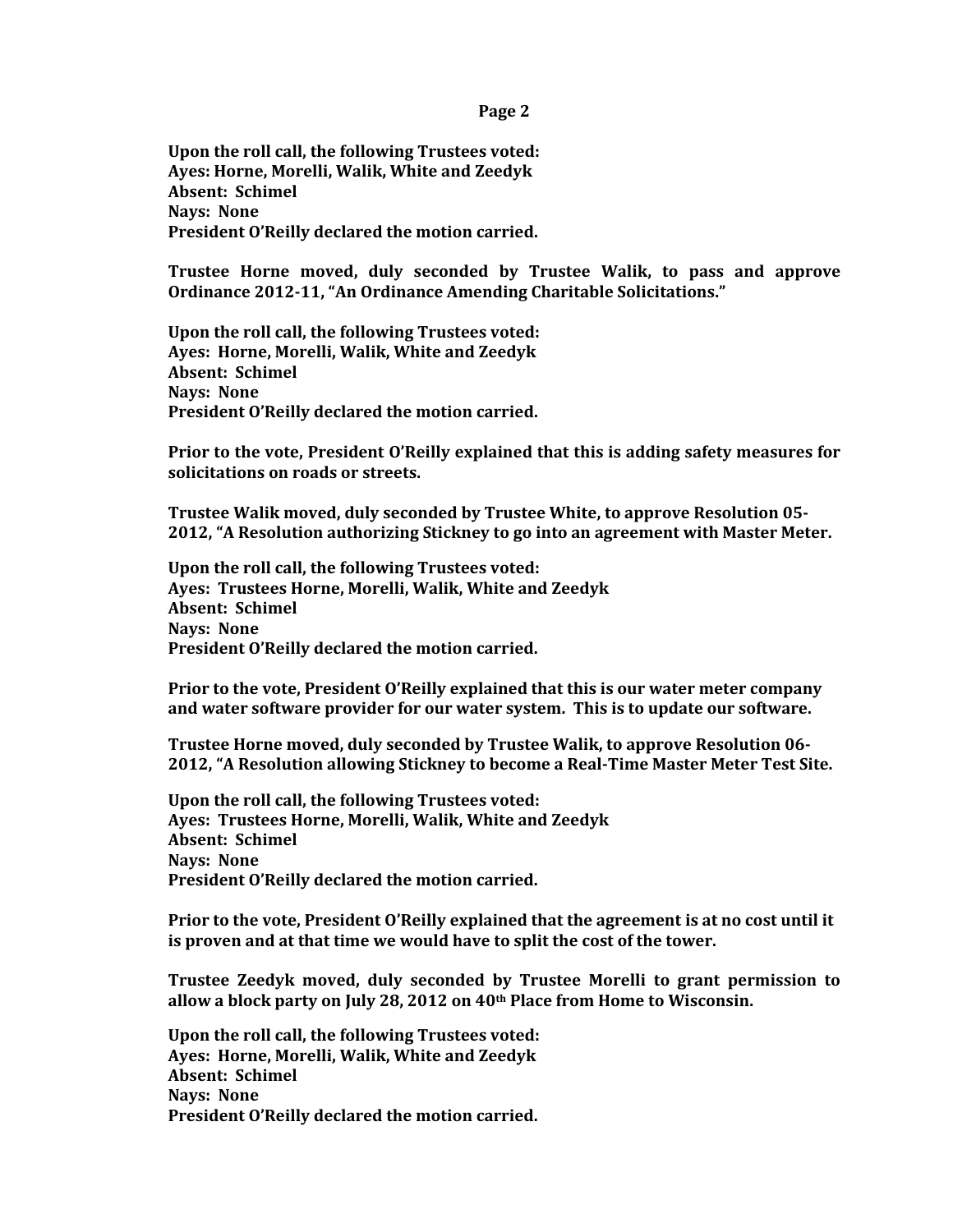**Upon the roll call, the following Trustees voted:**
**Ayes: Horne, Morelli, Walik, White and Zeedyk**
**Absent: Schimel**
**Nays: None**
**President O'Reilly declared the motion carried.**

**Trustee Horne moved, duly seconded by Trustee Walik, to pass and approve Ordinance 2012-11, "An Ordinance Amending Charitable Solicitations."**

**Upon the roll call, the following Trustees voted:**
**Ayes: Horne, Morelli, Walik, White and Zeedyk**
**Absent: Schimel**
**Nays: None**
**President O'Reilly declared the motion carried.**

**Prior to the vote, President O'Reilly explained that this is adding safety measures for solicitations on roads or streets.**

**Trustee Walik moved, duly seconded by Trustee White, to approve Resolution 05-2012, "A Resolution authorizing Stickney to go into an agreement with Master Meter.**

**Upon the roll call, the following Trustees voted:**
**Ayes: Trustees Horne, Morelli, Walik, White and Zeedyk**
**Absent: Schimel**
**Nays: None**
**President O'Reilly declared the motion carried.**

**Prior to the vote, President O'Reilly explained that this is our water meter company and water software provider for our water system. This is to update our software.**

**Trustee Horne moved, duly seconded by Trustee Walik, to approve Resolution 06-2012, "A Resolution allowing Stickney to become a Real-Time Master Meter Test Site.**

**Upon the roll call, the following Trustees voted:**
**Ayes: Trustees Horne, Morelli, Walik, White and Zeedyk**
**Absent: Schimel**
**Nays: None**
**President O'Reilly declared the motion carried.**

**Prior to the vote, President O'Reilly explained that the agreement is at no cost until it is proven and at that time we would have to split the cost of the tower.**

**Trustee Zeedyk moved, duly seconded by Trustee Morelli to grant permission to allow a block party on July 28, 2012 on 40th Place from Home to Wisconsin.**

**Upon the roll call, the following Trustees voted:**
**Ayes: Horne, Morelli, Walik, White and Zeedyk**
**Absent: Schimel**
**Nays: None**
**President O'Reilly declared the motion carried.**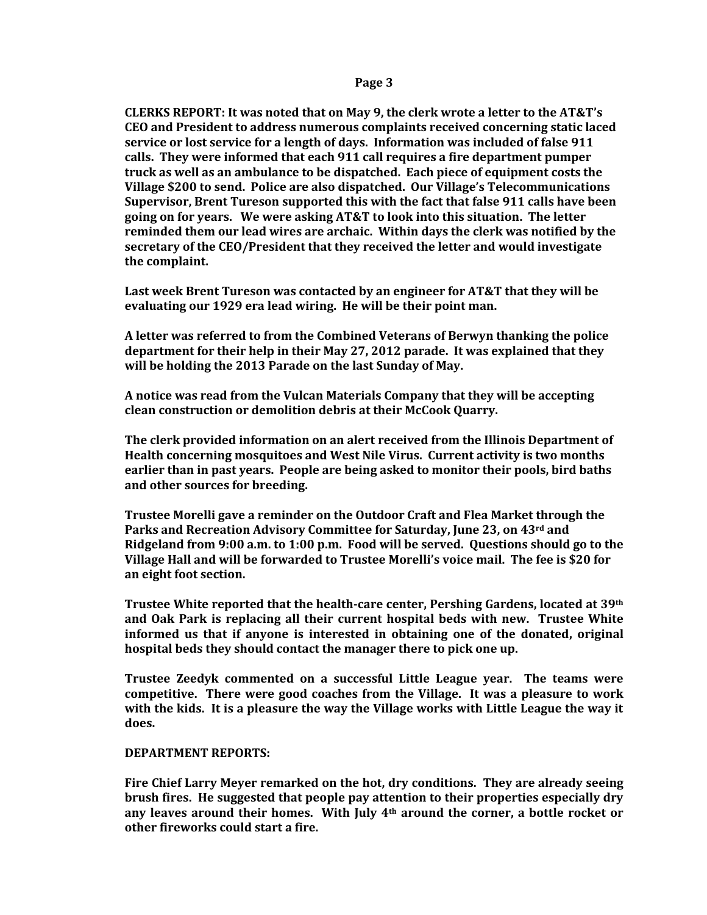**CLERKS REPORT: It was noted that on May 9, the clerk wrote a letter to the AT&T's CEO and President to address numerous complaints received concerning static laced service or lost service for a length of days. Information was included of false 911 calls. They were informed that each 911 call requires a fire department pumper truck as well as an ambulance to be dispatched. Each piece of equipment costs the Village $200 to send. Police are also dispatched. Our Village's Telecommunications Supervisor, Brent Tureson supported this with the fact that false 911 calls have been going on for years. We were asking AT&T to look into this situation. The letter reminded them our lead wires are archaic. Within days the clerk was notified by the secretary of the CEO/President that they received the letter and would investigate the complaint.**

**Last week Brent Tureson was contacted by an engineer for AT&T that they will be evaluating our 1929 era lead wiring. He will be their point man.**

**A letter was referred to from the Combined Veterans of Berwyn thanking the police department for their help in their May 27, 2012 parade. It was explained that they will be holding the 2013 Parade on the last Sunday of May.**

**A notice was read from the Vulcan Materials Company that they will be accepting clean construction or demolition debris at their McCook Quarry.**

**The clerk provided information on an alert received from the Illinois Department of Health concerning mosquitoes and West Nile Virus. Current activity is two months earlier than in past years. People are being asked to monitor their pools, bird baths and other sources for breeding.**

**Trustee Morelli gave a reminder on the Outdoor Craft and Flea Market through the Parks and Recreation Advisory Committee for Saturday, June 23, on 43rd and Ridgeland from 9:00 a.m. to 1:00 p.m. Food will be served. Questions should go to the Village Hall and will be forwarded to Trustee Morelli's voice mail. The fee is $20 for an eight foot section.**

**Trustee White reported that the health-care center, Pershing Gardens, located at 39th and Oak Park is replacing all their current hospital beds with new. Trustee White informed us that if anyone is interested in obtaining one of the donated, original hospital beds they should contact the manager there to pick one up.**

**Trustee Zeedyk commented on a successful Little League year. The teams were competitive. There were good coaches from the Village. It was a pleasure to work with the kids. It is a pleasure the way the Village works with Little League the way it does.**

**DEPARTMENT REPORTS:**

**Fire Chief Larry Meyer remarked on the hot, dry conditions. They are already seeing brush fires. He suggested that people pay attention to their properties especially dry any leaves around their homes. With July 4th around the corner, a bottle rocket or other fireworks could start a fire.**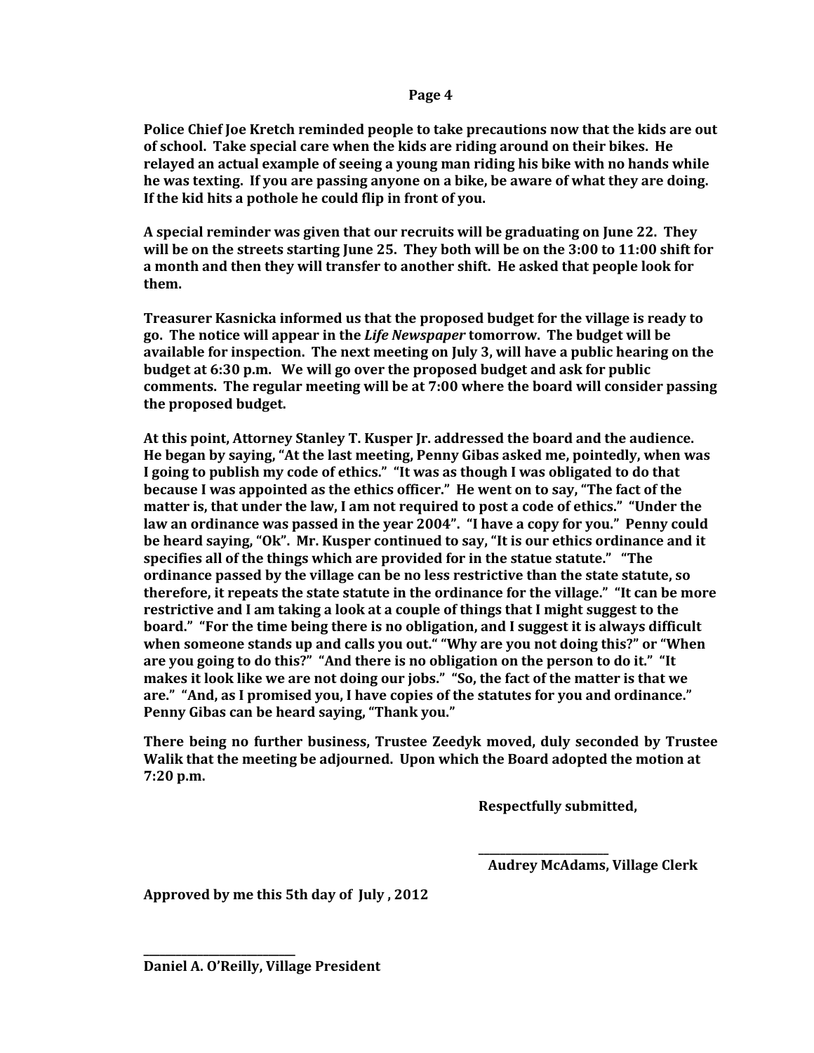Police Chief Joe Kretch reminded people to take precautions now that the kids are out of school. Take special care when the kids are riding around on their bikes. He relayed an actual example of seeing a young man riding his bike with no hands while he was texting. If you are passing anyone on a bike, be aware of what they are doing. If the kid hits a pothole he could flip in front of you.

A special reminder was given that our recruits will be graduating on June 22. They will be on the streets starting June 25. They both will be on the 3:00 to 11:00 shift for a month and then they will transfer to another shift. He asked that people look for them.

Treasurer Kasnicka informed us that the proposed budget for the village is ready to go. The notice will appear in the *Life Newspaper* tomorrow. The budget will be available for inspection. The next meeting on July 3, will have a public hearing on the budget at 6:30 p.m. We will go over the proposed budget and ask for public comments. The regular meeting will be at 7:00 where the board will consider passing the proposed budget.

At this point, Attorney Stanley T. Kusper Jr. addressed the board and the audience. He began by saying, "At the last meeting, Penny Gibas asked me, pointedly, when was I going to publish my code of ethics." "It was as though I was obligated to do that because I was appointed as the ethics officer." He went on to say, "The fact of the matter is, that under the law, I am not required to post a code of ethics." "Under the law an ordinance was passed in the year 2004". "I have a copy for you." Penny could be heard saying, "Ok". Mr. Kusper continued to say, "It is our ethics ordinance and it specifies all of the things which are provided for in the statue statute." "The ordinance passed by the village can be no less restrictive than the state statute, so therefore, it repeats the state statute in the ordinance for the village." "It can be more restrictive and I am taking a look at a couple of things that I might suggest to the board." "For the time being there is no obligation, and I suggest it is always difficult when someone stands up and calls you out." "Why are you not doing this?" or "When are you going to do this?" "And there is no obligation on the person to do it." "It makes it look like we are not doing our jobs." "So, the fact of the matter is that we are." "And, as I promised you, I have copies of the statutes for you and ordinance." Penny Gibas can be heard saying, "Thank you."

There being no further business, Trustee Zeedyk moved, duly seconded by Trustee Walik that the meeting be adjourned. Upon which the Board adopted the motion at 7:20 p.m.

Respectfully submitted,

______________________
Audrey McAdams, Village Clerk

Approved by me this 5th day of July , 2012

__________________________
Daniel A. O'Reilly, Village President